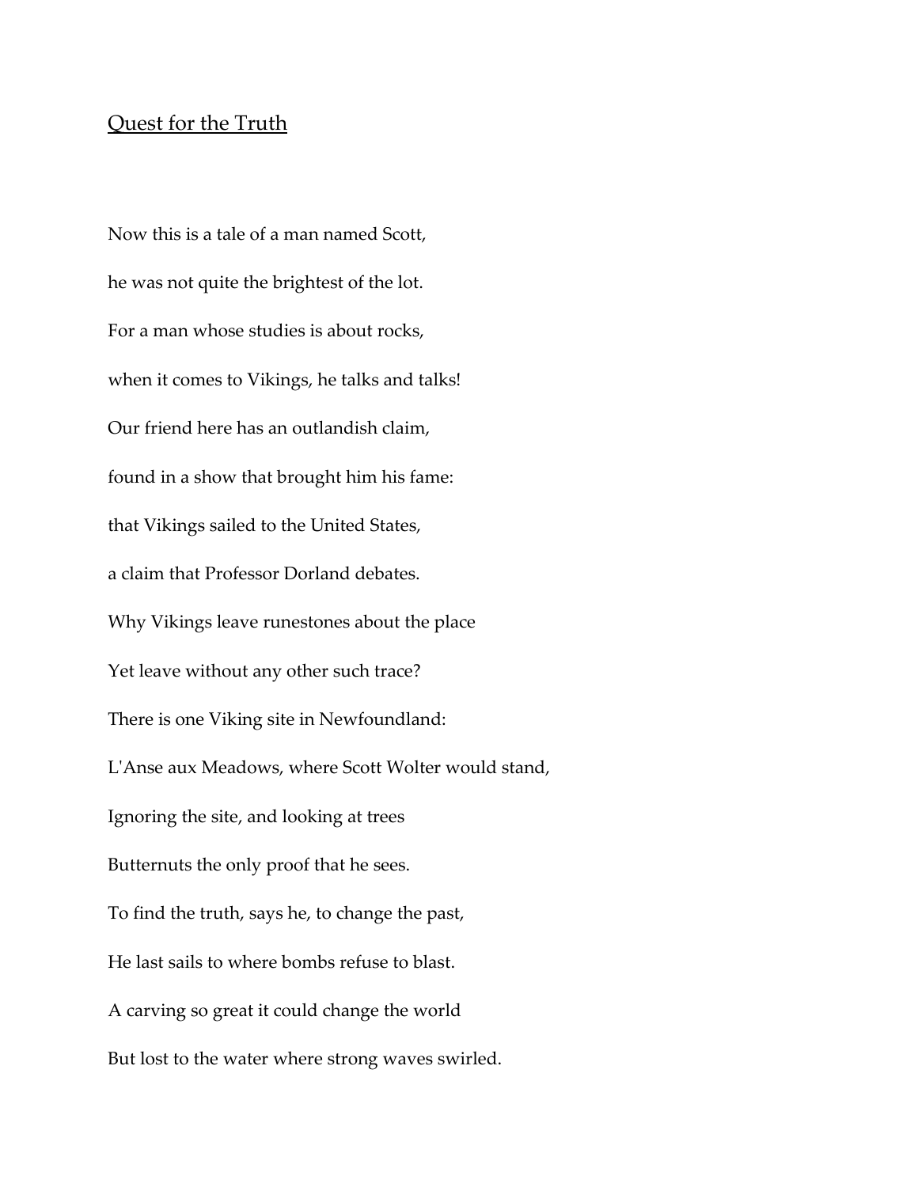# Quest for the Truth

Now this is a tale of a man named Scott,

he was not quite the brightest of the lot.

For a man whose studies is about rocks,

when it comes to Vikings, he talks and talks!

Our friend here has an outlandish claim,

found in a show that brought him his fame:

that Vikings sailed to the United States,

a claim that Professor Dorland debates.

Why Vikings leave runestones about the place

Yet leave without any other such trace?

There is one Viking site in Newfoundland:

L'Anse aux Meadows, where Scott Wolter would stand,

Ignoring the site, and looking at trees

Butternuts the only proof that he sees.

To find the truth, says he, to change the past,

He last sails to where bombs refuse to blast.

A carving so great it could change the world

But lost to the water where strong waves swirled.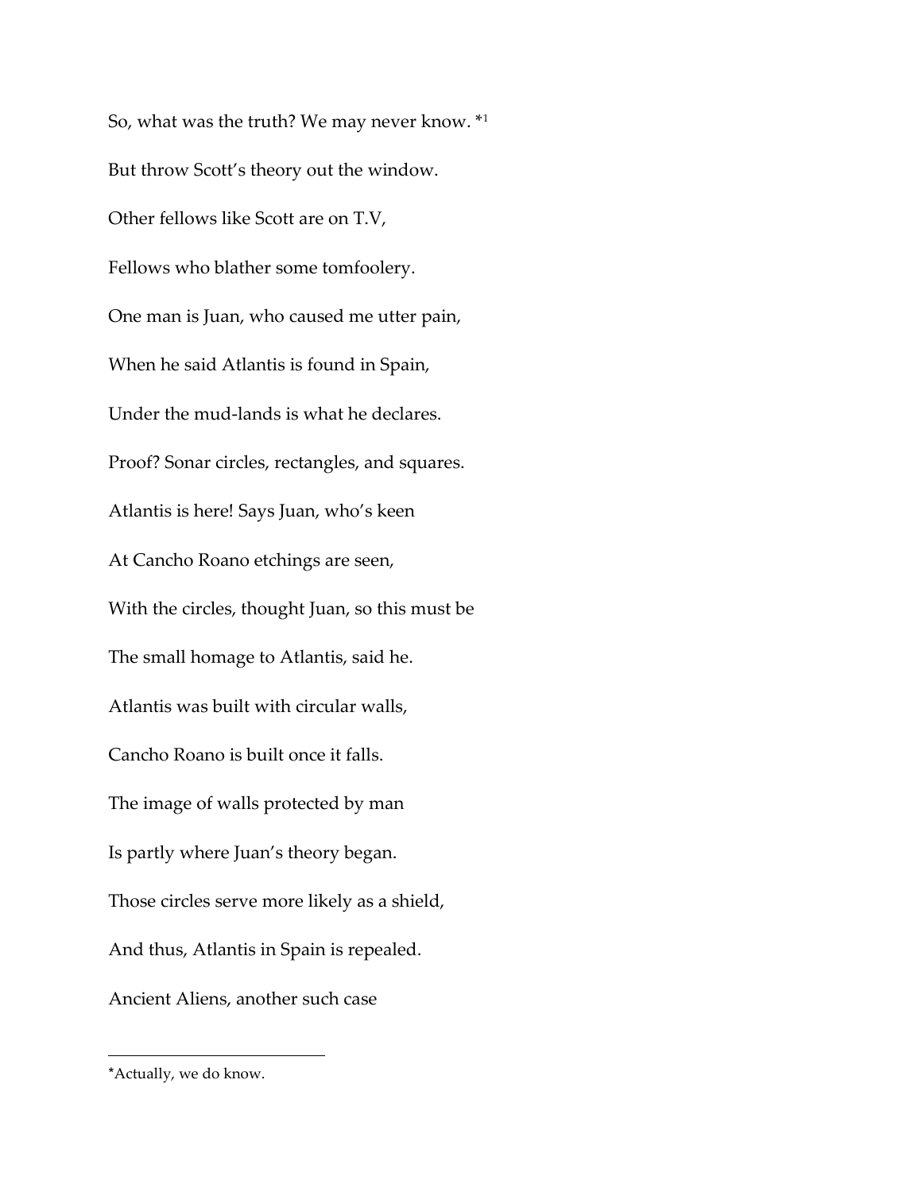So, what was the truth? We may never know. *[1]

But throw Scott's theory out the window.

Other fellows like Scott are on T.V,

Fellows who blather some tomfoolery.

One man is Juan, who caused me utter pain,

When he said Atlantis is found in Spain,

Under the mud-lands is what he declares.

Proof? Sonar circles, rectangles, and squares.

Atlantis is here! Says Juan, who's keen

At Cancho Roano etchings are seen,

With the circles, thought Juan, so this must be

The small homage to Atlantis, said he.

Atlantis was built with circular walls,

Cancho Roano is built once it falls.

The image of walls protected by man

Is partly where Juan's theory began.

Those circles serve more likely as a shield,

And thus, Atlantis in Spain is repealed.

Ancient Aliens, another such case

---

*Actually, we do know.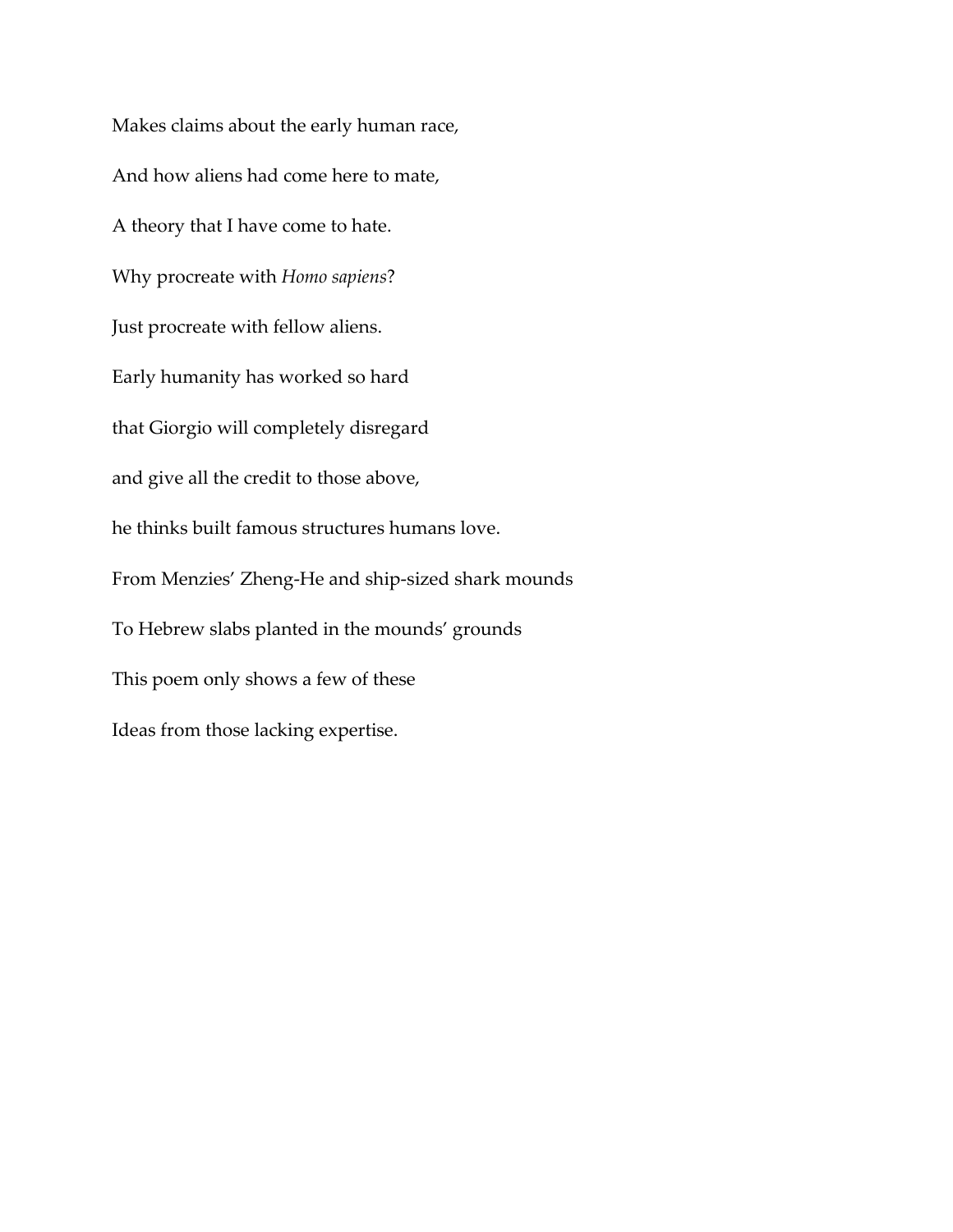Makes claims about the early human race,

And how aliens had come here to mate,

A theory that I have come to hate.

Why procreate with *Homo sapiens*?

Just procreate with fellow aliens.

Early humanity has worked so hard

that Giorgio will completely disregard

and give all the credit to those above,

he thinks built famous structures humans love.

From Menzies' Zheng-He and ship-sized shark mounds

To Hebrew slabs planted in the mounds' grounds

This poem only shows a few of these

Ideas from those lacking expertise.